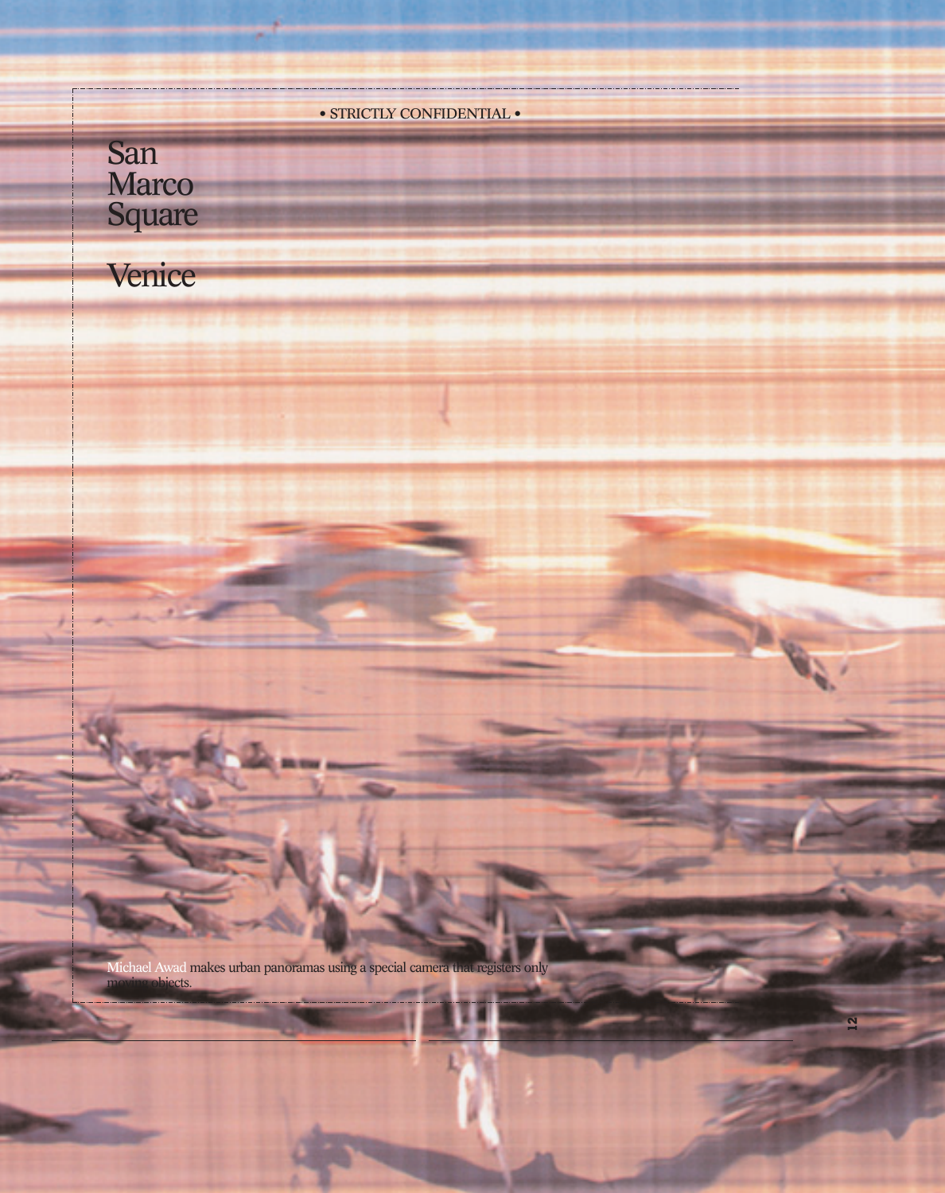• STRICTLY CONFIDENTIAL •

# San Marco Square

# Venice

Michael Awad makes urban panoramas using a special camera that registers only moving objects.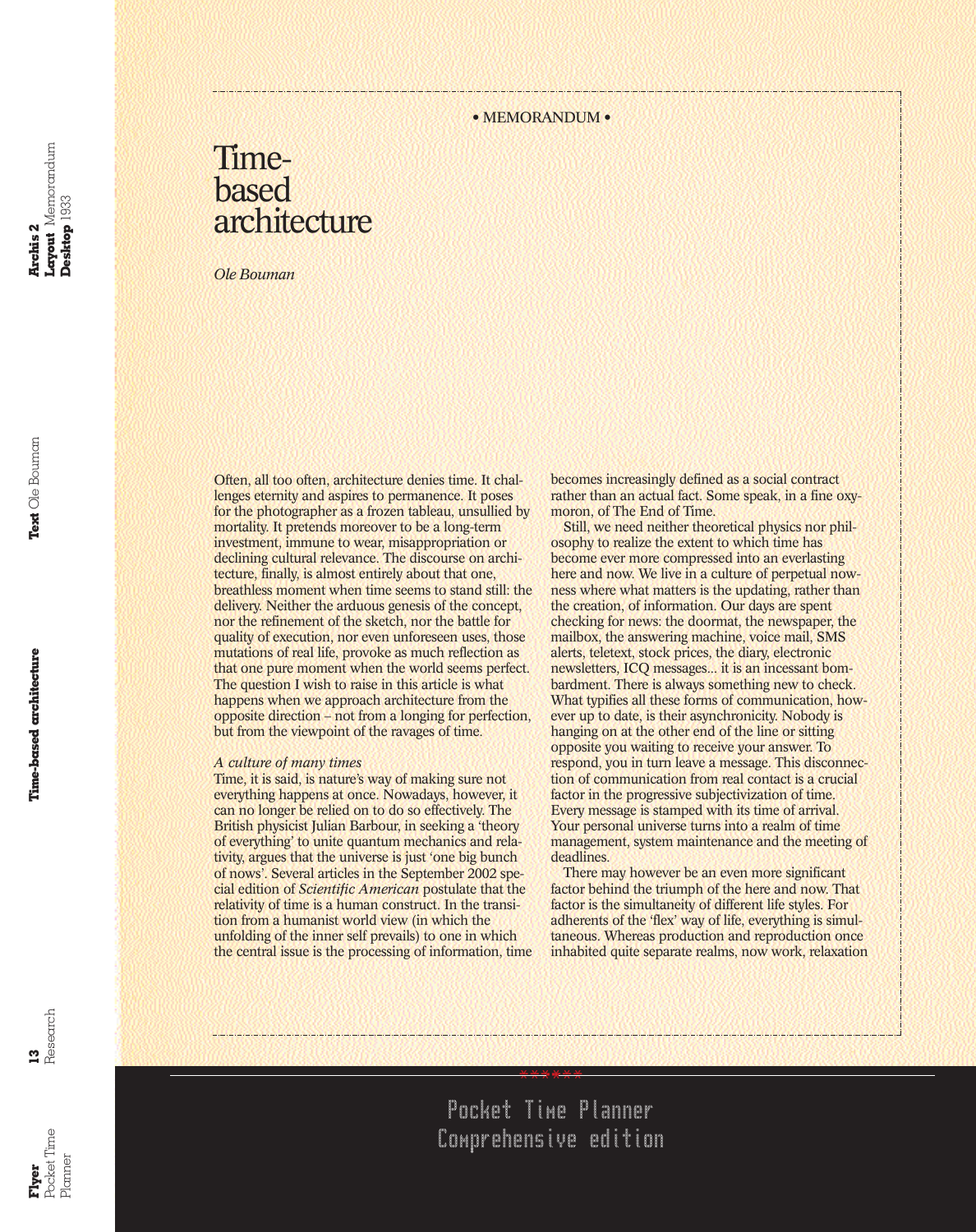• MEMORANDUM •

# Time-based architecture

*Ole Bouman*

Often, all too often, architecture denies time. It challenges eternity and aspires to permanence. It poses for the photographer as a frozen tableau, unsullied by mortality. It pretends moreover to be a long-term investment, immune to wear, misappropriation or declining cultural relevance. The discourse on architecture, finally, is almost entirely about that one, breathless moment when time seems to stand still: the delivery. Neither the arduous genesis of the concept, nor the refinement of the sketch, nor the battle for quality of execution, nor even unforeseen uses, those mutations of real life, provoke as much reflection as that one pure moment when the world seems perfect. The question I wish to raise in this article is what happens when we approach architecture from the opposite direction – not from a longing for perfection, but from the viewpoint of the ravages of time.

*A culture of many times*

Time, it is said, is nature's way of making sure not everything happens at once. Nowadays, however, it can no longer be relied on to do so effectively. The British physicist Julian Barbour, in seeking a 'theory of everything' to unite quantum mechanics and relativity, argues that the universe is just 'one big bunch of nows'. Several articles in the September 2002 special edition of *Scientific American* postulate that the relativity of time is a human construct. In the transition from a humanist world view (in which the unfolding of the inner self prevails) to one in which the central issue is the processing of information, time becomes increasingly defined as a social contract rather than an actual fact. Some speak, in a fine oxymoron, of The End of Time.

Still, we need neither theoretical physics nor philosophy to realize the extent to which time has become ever more compressed into an everlasting here and now. We live in a culture of perpetual nowness where what matters is the updating, rather than the creation, of information. Our days are spent checking for news: the doormat, the newspaper, the mailbox, the answering machine, voice mail, SMS alerts, teletext, stock prices, the diary, electronic newsletters, ICQ messages... it is an incessant bombardment. There is always something new to check. What typifies all these forms of communication, however up to date, is their asynchronicity. Nobody is hanging on at the other end of the line or sitting opposite you waiting to receive your answer. To respond, you in turn leave a message. This disconnection of communication from real contact is a crucial factor in the progressive subjectivization of time. Every message is stamped with its time of arrival. Your personal universe turns into a realm of time management, system maintenance and the meeting of deadlines.

There may however be an even more significant factor behind the triumph of the here and now. That factor is the simultaneity of different life styles. For adherents of the 'flex' way of life, everything is simultaneous. Whereas production and reproduction once inhabited quite separate realms, now work, relaxation

Pocket Time Planner
Comprehensive edition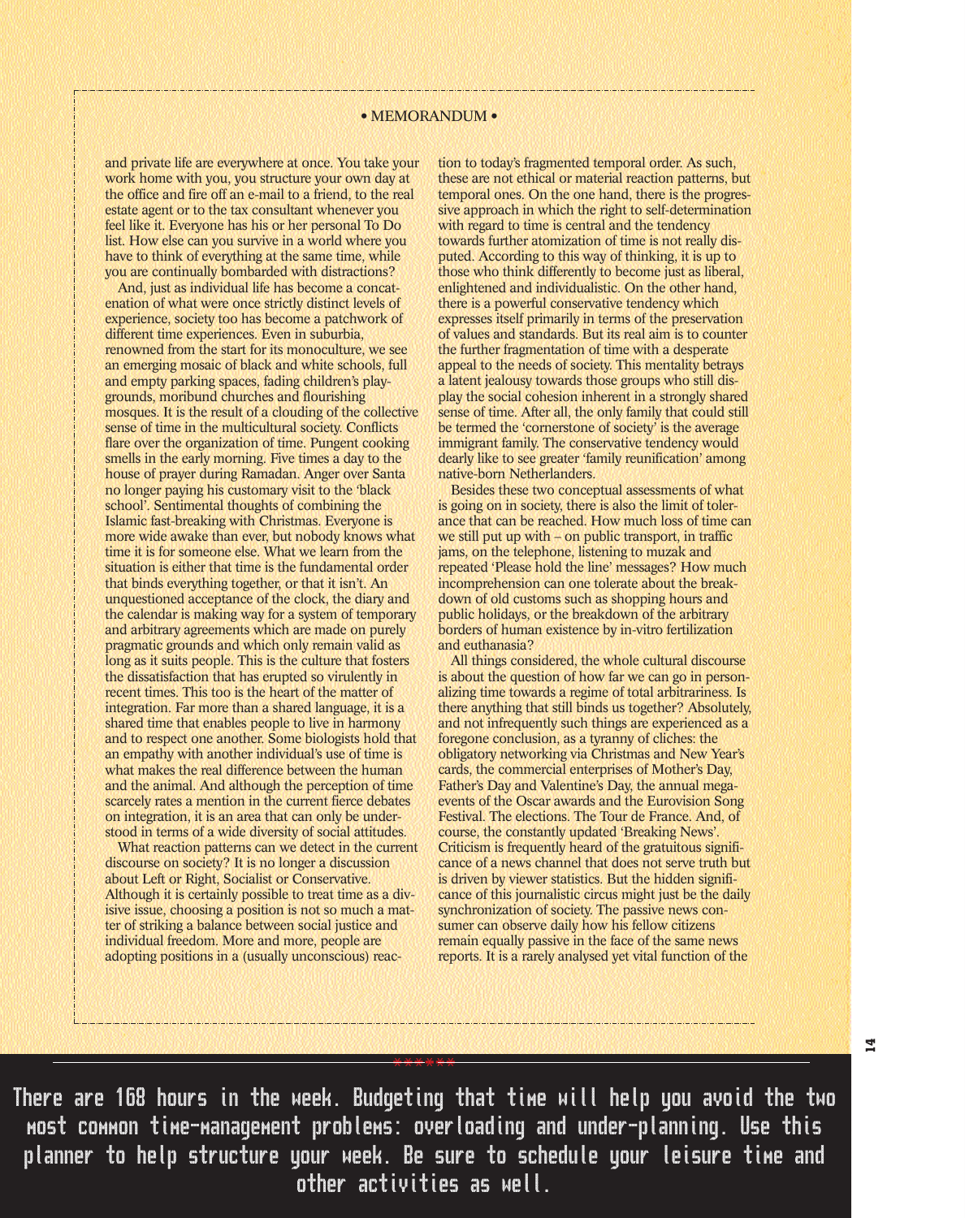• MEMORANDUM •

and private life are everywhere at once. You take your work home with you, you structure your own day at the office and fire off an e-mail to a friend, to the real estate agent or to the tax consultant whenever you feel like it. Everyone has his or her personal To Do list. How else can you survive in a world where you have to think of everything at the same time, while you are continually bombarded with distractions?

And, just as individual life has become a concatenation of what were once strictly distinct levels of experience, society too has become a patchwork of different time experiences. Even in suburbia, renowned from the start for its monoculture, we see an emerging mosaic of black and white schools, full and empty parking spaces, fading children's playgrounds, moribund churches and flourishing mosques. It is the result of a clouding of the collective sense of time in the multicultural society. Conflicts flare over the organization of time. Pungent cooking smells in the early morning. Five times a day to the house of prayer during Ramadan. Anger over Santa no longer paying his customary visit to the 'black school'. Sentimental thoughts of combining the Islamic fast-breaking with Christmas. Everyone is more wide awake than ever, but nobody knows what time it is for someone else. What we learn from the situation is either that time is the fundamental order that binds everything together, or that it isn't. An unquestioned acceptance of the clock, the diary and the calendar is making way for a system of temporary and arbitrary agreements which are made on purely pragmatic grounds and which only remain valid as long as it suits people. This is the culture that fosters the dissatisfaction that has erupted so virulently in recent times. This too is the heart of the matter of integration. Far more than a shared language, it is a shared time that enables people to live in harmony and to respect one another. Some biologists hold that an empathy with another individual's use of time is what makes the real difference between the human and the animal. And although the perception of time scarcely rates a mention in the current fierce debates on integration, it is an area that can only be understood in terms of a wide diversity of social attitudes.

What reaction patterns can we detect in the current discourse on society? It is no longer a discussion about Left or Right, Socialist or Conservative. Although it is certainly possible to treat time as a divisive issue, choosing a position is not so much a matter of striking a balance between social justice and individual freedom. More and more, people are adopting positions in a (usually unconscious) reaction to today's fragmented temporal order. As such, these are not ethical or material reaction patterns, but temporal ones. On the one hand, there is the progressive approach in which the right to self-determination with regard to time is central and the tendency towards further atomization of time is not really disputed. According to this way of thinking, it is up to those who think differently to become just as liberal, enlightened and individualistic. On the other hand, there is a powerful conservative tendency which expresses itself primarily in terms of the preservation of values and standards. But its real aim is to counter the further fragmentation of time with a desperate appeal to the needs of society. This mentality betrays a latent jealousy towards those groups who still display the social cohesion inherent in a strongly shared sense of time. After all, the only family that could still be termed the 'cornerstone of society' is the average immigrant family. The conservative tendency would dearly like to see greater 'family reunification' among native-born Netherlanders.

Besides these two conceptual assessments of what is going on in society, there is also the limit of tolerance that can be reached. How much loss of time can we still put up with – on public transport, in traffic jams, on the telephone, listening to muzak and repeated 'Please hold the line' messages? How much incomprehension can one tolerate about the breakdown of old customs such as shopping hours and public holidays, or the breakdown of the arbitrary borders of human existence by in-vitro fertilization and euthanasia?

All things considered, the whole cultural discourse is about the question of how far we can go in personalizing time towards a regime of total arbitrariness. Is there anything that still binds us together? Absolutely, and not infrequently such things are experienced as a foregone conclusion, as a tyranny of cliches: the obligatory networking via Christmas and New Year's cards, the commercial enterprises of Mother's Day, Father's Day and Valentine's Day, the annual mega-events of the Oscar awards and the Eurovision Song Festival. The elections. The Tour de France. And, of course, the constantly updated 'Breaking News'. Criticism is frequently heard of the gratuitous significance of a news channel that does not serve truth but is driven by viewer statistics. But the hidden significance of this journalistic circus might just be the daily synchronization of society. The passive news consumer can observe daily how his fellow citizens remain equally passive in the face of the same news reports. It is a rarely analysed yet vital function of the

There are 168 hours in the week. Budgeting that time will help you avoid the two most common time-management problems: overloading and under-planning. Use this planner to help structure your week. Be sure to schedule your leisure time and other activities as well.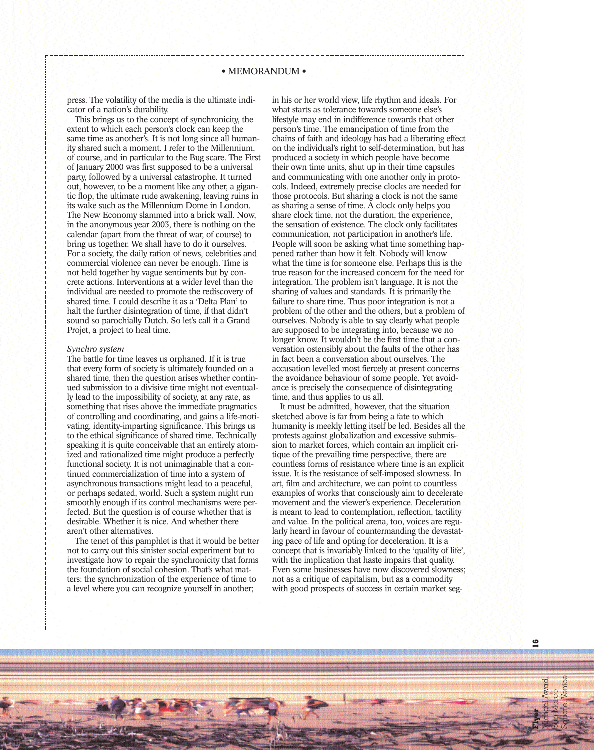press. The volatility of the media is the ultimate indicator of a nation's durability.

This brings us to the concept of synchronicity, the extent to which each person's clock can keep the same time as another's. It is not long since all humanity shared such a moment. I refer to the Millennium, of course, and in particular to the Bug scare. The First of January 2000 was first supposed to be a universal party, followed by a universal catastrophe. It turned out, however, to be a moment like any other, a gigantic flop, the ultimate rude awakening, leaving ruins in its wake such as the Millennium Dome in London. The New Economy slammed into a brick wall. Now, in the anonymous year 2003, there is nothing on the calendar (apart from the threat of war, of course) to bring us together. We shall have to do it ourselves. For a society, the daily ration of news, celebrities and commercial violence can never be enough. Time is not held together by vague sentiments but by concrete actions. Interventions at a wider level than the individual are needed to promote the rediscovery of shared time. I could describe it as a 'Delta Plan' to halt the further disintegration of time, if that didn't sound so parochially Dutch. So let's call it a Grand Projet, a project to heal time.

*Synchro system*

The battle for time leaves us orphaned. If it is true that every form of society is ultimately founded on a shared time, then the question arises whether continued submission to a divisive time might not eventually lead to the impossibility of society, at any rate, as something that rises above the immediate pragmatics of controlling and coordinating, and gains a life-motivating, identity-imparting significance. This brings us to the ethical significance of shared time. Technically speaking it is quite conceivable that an entirely atomized and rationalized time might produce a perfectly functional society. It is not unimaginable that a continued commercialization of time into a system of asynchronous transactions might lead to a peaceful, or perhaps sedated, world. Such a system might run smoothly enough if its control mechanisms were perfected. But the question is of course whether that is desirable. Whether it is nice. And whether there aren't other alternatives.

The tenet of this pamphlet is that it would be better not to carry out this sinister social experiment but to investigate how to repair the synchronicity that forms the foundation of social cohesion. That's what matters: the synchronization of the experience of time to a level where you can recognize yourself in another; in his or her world view, life rhythm and ideals. For what starts as tolerance towards someone else's lifestyle may end in indifference towards that other person's time. The emancipation of time from the chains of faith and ideology has had a liberating effect on the individual's right to self-determination, but has produced a society in which people have become their own time units, shut up in their time capsules and communicating with one another only in protocols. Indeed, extremely precise clocks are needed for those protocols. But sharing a clock is not the same as sharing a sense of time. A clock only helps you share clock time, not the duration, the experience, the sensation of existence. The clock only facilitates communication, not participation in another's life. People will soon be asking what time something happened rather than how it felt. Nobody will know what the time is for someone else. Perhaps this is the true reason for the increased concern for the need for integration. The problem isn't language. It is not the sharing of values and standards. It is primarily the failure to share time. Thus poor integration is not a problem of the other and the others, but a problem of ourselves. Nobody is able to say clearly what people are supposed to be integrating into, because we no longer know. It wouldn't be the first time that a conversation ostensibly about the faults of the other has in fact been a conversation about ourselves. The accusation levelled most fiercely at present concerns the avoidance behaviour of some people. Yet avoidance is precisely the consequence of disintegrating time, and thus applies to us all.

It must be admitted, however, that the situation sketched above is far from being a fate to which humanity is meekly letting itself be led. Besides all the protests against globalization and excessive submission to market forces, which contain an implicit critique of the prevailing time perspective, there are countless forms of resistance where time is an explicit issue. It is the resistance of self-imposed slowness. In art, film and architecture, we can point to countless examples of works that consciously aim to decelerate movement and the viewer's experience. Deceleration is meant to lead to contemplation, reflection, tactility and value. In the political arena, too, voices are regularly heard in favour of countermanding the devastating pace of life and opting for deceleration. It is a concept that is invariably linked to the 'quality of life', with the implication that haste impairs that quality. Even some businesses have now discovered slowness; not as a critique of capitalism, but as a commodity with good prospects of success in certain market seg-

**Flyer**
Michel Awad,
San Marco
Square, Venice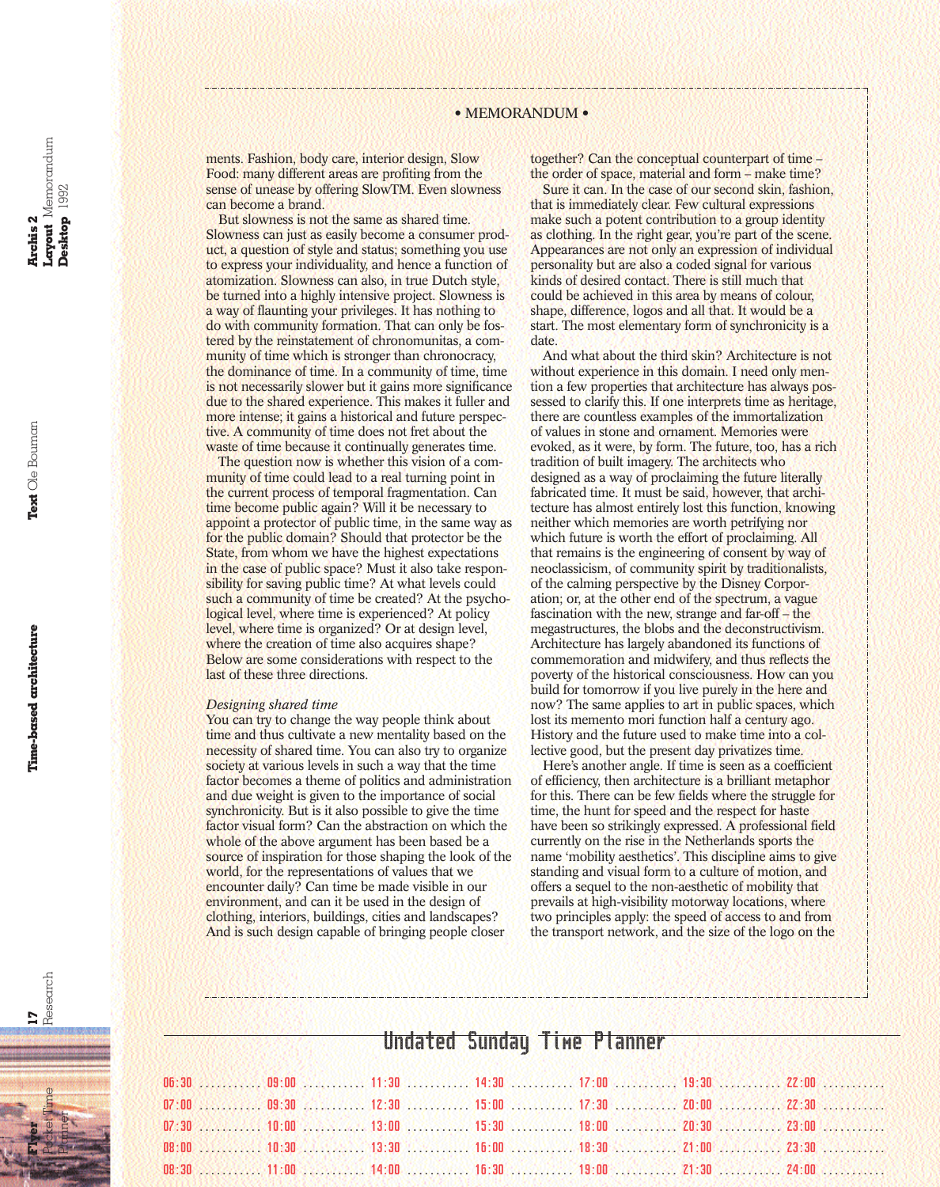• MEMORANDUM •

ments. Fashion, body care, interior design, Slow Food: many different areas are profiting from the sense of unease by offering SlowTM. Even slowness can become a brand.

But slowness is not the same as shared time. Slowness can just as easily become a consumer product, a question of style and status; something you use to express your individuality, and hence a function of atomization. Slowness can also, in true Dutch style, be turned into a highly intensive project. Slowness is a way of flaunting your privileges. It has nothing to do with community formation. That can only be fostered by the reinstatement of chronomunitas, a community of time which is stronger than chronocracy, the dominance of time. In a community of time, time is not necessarily slower but it gains more significance due to the shared experience. This makes it fuller and more intense; it gains a historical and future perspective. A community of time does not fret about the waste of time because it continually generates time.

The question now is whether this vision of a community of time could lead to a real turning point in the current process of temporal fragmentation. Can time become public again? Will it be necessary to appoint a protector of public time, in the same way as for the public domain? Should that protector be the State, from whom we have the highest expectations in the case of public space? Must it also take responsibility for saving public time? At what levels could such a community of time be created? At the psychological level, where time is experienced? At policy level, where time is organized? Or at design level, where the creation of time also acquires shape? Below are some considerations with respect to the last of these three directions.

*Designing shared time*

You can try to change the way people think about time and thus cultivate a new mentality based on the necessity of shared time. You can also try to organize society at various levels in such a way that the time factor becomes a theme of politics and administration and due weight is given to the importance of social synchronicity. But is it also possible to give the time factor visual form? Can the abstraction on which the whole of the above argument has been based be a source of inspiration for those shaping the look of the world, for the representations of values that we encounter daily? Can time be made visible in our environment, and can it be used in the design of clothing, interiors, buildings, cities and landscapes? And is such design capable of bringing people closer together? Can the conceptual counterpart of time – the order of space, material and form – make time?

Sure it can. In the case of our second skin, fashion, that is immediately clear. Few cultural expressions make such a potent contribution to a group identity as clothing. In the right gear, you're part of the scene. Appearances are not only an expression of individual personality but are also a coded signal for various kinds of desired contact. There is still much that could be achieved in this area by means of colour, shape, difference, logos and all that. It would be a start. The most elementary form of synchronicity is a date.

And what about the third skin? Architecture is not without experience in this domain. I need only mention a few properties that architecture has always possessed to clarify this. If one interprets time as heritage, there are countless examples of the immortalization of values in stone and ornament. Memories were evoked, as it were, by form. The future, too, has a rich tradition of built imagery. The architects who designed as a way of proclaiming the future literally fabricated time. It must be said, however, that architecture has almost entirely lost this function, knowing neither which memories are worth petrifying nor which future is worth the effort of proclaiming. All that remains is the engineering of consent by way of neoclassicism, of community spirit by traditionalists, of the calming perspective by the Disney Corporation; or, at the other end of the spectrum, a vague fascination with the new, strange and far-off – the megastructures, the blobs and the deconstructivism. Architecture has largely abandoned its functions of commemoration and midwifery, and thus reflects the poverty of the historical consciousness. How can you build for tomorrow if you live purely in the here and now? The same applies to art in public spaces, which lost its memento mori function half a century ago. History and the future used to make time into a collective good, but the present day privatizes time.

Here's another angle. If time is seen as a coefficient of efficiency, then architecture is a brilliant metaphor for this. There can be few fields where the struggle for time, the hunt for speed and the respect for haste have been so strikingly expressed. A professional field currently on the rise in the Netherlands sports the name 'mobility aesthetics'. This discipline aims to give standing and visual form to a culture of motion, and offers a sequel to the non-aesthetic of mobility that prevails at high-visibility motorway locations, where two principles apply: the speed of access to and from the transport network, and the size of the logo on the

## Undated Sunday Time Planner

| | | | | | | |
|---|---|---|---|---|---|---|
| 06:30 ........... | 09:00 ........... | 11:30 ........... | 14:30 ........... | 17:00 ........... | 19:30 ........... | 22:00 ........... |
| 07:00 ........... | 09:30 ........... | 12:30 ........... | 15:00 ........... | 17:30 ........... | 20:00 ........... | 22:30 ........... |
| 07:30 ........... | 10:00 ........... | 13:00 ........... | 15:30 ........... | 18:00 ........... | 20:30 ........... | 23:00 ........... |
| 08:00 ........... | 10:30 ........... | 13:30 ........... | 16:00 ........... | 18:30 ........... | 21:00 ........... | 23:30 ........... |
| 08:30 ........... | 11:00 ........... | 14:00 ........... | 16:30 ........... | 19:00 ........... | 21:30 ........... | 24:00 ........... |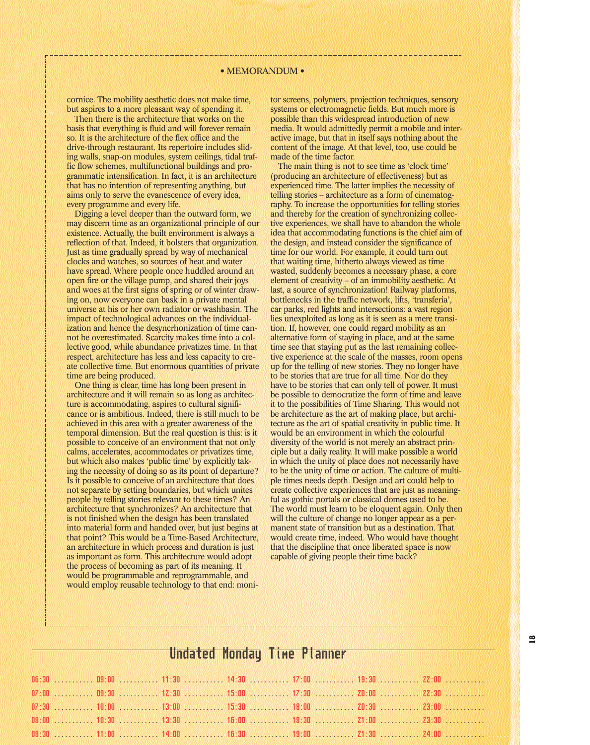• MEMORANDUM •

cornice. The mobility aesthetic does not make time, but aspires to a more pleasant way of spending it.

Then there is the architecture that works on the basis that everything is fluid and will forever remain so. It is the architecture of the flex office and the drive-through restaurant. Its repertoire includes sliding walls, snap-on modules, system ceilings, tidal traffic flow schemes, multifunctional buildings and programmatic intensification. In fact, it is an architecture that has no intention of representing anything, but aims only to serve the evanescence of every idea, every programme and every life.

Digging a level deeper than the outward form, we may discern time as an organizational principle of our existence. Actually, the built environment is always a reflection of that. Indeed, it bolsters that organization. Just as time gradually spread by way of mechanical clocks and watches, so sources of heat and water have spread. Where people once huddled around an open fire or the village pump, and shared their joys and woes at the first signs of spring or of winter drawing on, now everyone can bask in a private mental universe at his or her own radiator or washbasin. The impact of technological advances on the individualization and hence the desyncrhonization of time cannot be overestimated. Scarcity makes time into a collective good, while abundance privatizes time. In that respect, architecture has less and less capacity to create collective time. But enormous quantities of private time are being produced.

One thing is clear, time has long been present in architecture and it will remain so as long as architecture is accommodating, aspires to cultural significance or is ambitious. Indeed, there is still much to be achieved in this area with a greater awareness of the temporal dimension. But the real question is this: is it possible to conceive of an environment that not only calms, accelerates, accommodates or privatizes time, but which also makes 'public time' by explicitly taking the necessity of doing so as its point of departure? Is it possible to conceive of an architecture that does not separate by setting boundaries, but which unites people by telling stories relevant to these times? An architecture that synchronizes? An architecture that is not finished when the design has been translated into material form and handed over, but just begins at that point? This would be a Time-Based Architecture, an architecture in which process and duration is just as important as form. This architecture would adopt the process of becoming as part of its meaning. It would be programmable and reprogrammable, and would employ reusable technology to that end: monitor screens, polymers, projection techniques, sensory systems or electromagnetic fields. But much more is possible than this widespread introduction of new media. It would admittedly permit a mobile and interactive image, but that in itself says nothing about the content of the image. At that level, too, use could be made of the time factor.

The main thing is not to see time as 'clock time' (producing an architecture of effectiveness) but as experienced time. The latter implies the necessity of telling stories – architecture as a form of cinematography. To increase the opportunities for telling stories and thereby for the creation of synchronizing collective experiences, we shall have to abandon the whole idea that accommodating functions is the chief aim of the design, and instead consider the significance of time for our world. For example, it could turn out that waiting time, hitherto always viewed as time wasted, suddenly becomes a necessary phase, a core element of creativity – of an immobility aesthetic. At last, a source of synchronization! Railway platforms, bottlenecks in the traffic network, lifts, 'transferia', car parks, red lights and intersections: a vast region lies unexploited as long as it is seen as a mere transition. If, however, one could regard mobility as an alternative form of staying in place, and at the same time see that staying put as the last remaining collective experience at the scale of the masses, room opens up for the telling of new stories. They no longer have to be stories that are true for all time. Nor do they have to be stories that can only tell of power. It must be possible to democratize the form of time and leave it to the possibilities of Time Sharing. This would not be architecture as the art of making place, but architecture as the art of spatial creativity in public time. It would be an environment in which the colourful diversity of the world is not merely an abstract principle but a daily reality. It will make possible a world in which the unity of place does not necessarily have to be the unity of time or action. The culture of multiple times needs depth. Design and art could help to create collective experiences that are just as meaningful as gothic portals or classical domes used to be. The world must learn to be eloquent again. Only then will the culture of change no longer appear as a permanent state of transition but as a destination. That would create time, indeed. Who would have thought that the discipline that once liberated space is now capable of giving people their time back?

## Undated Monday Time Planner

| | | | | | | |
|---|---|---|---|---|---|---|
| 06:30 .......... | 09:00 .......... | 11:30 .......... | 14:30 .......... | 17:00 .......... | 19:30 .......... | 22:00 .......... |
| 07:00 .......... | 09:30 .......... | 12:30 .......... | 15:00 .......... | 17:30 .......... | 20:00 .......... | 22:30 .......... |
| 07:30 .......... | 10:00 .......... | 13:00 .......... | 15:30 .......... | 18:00 .......... | 20:30 .......... | 23:00 .......... |
| 08:00 .......... | 10:30 .......... | 13:30 .......... | 16:00 .......... | 18:30 .......... | 21:00 .......... | 23:30 .......... |
| 08:30 .......... | 11:00 .......... | 14:00 .......... | 16:30 .......... | 19:00 .......... | 21:30 .......... | 24:00 .......... |